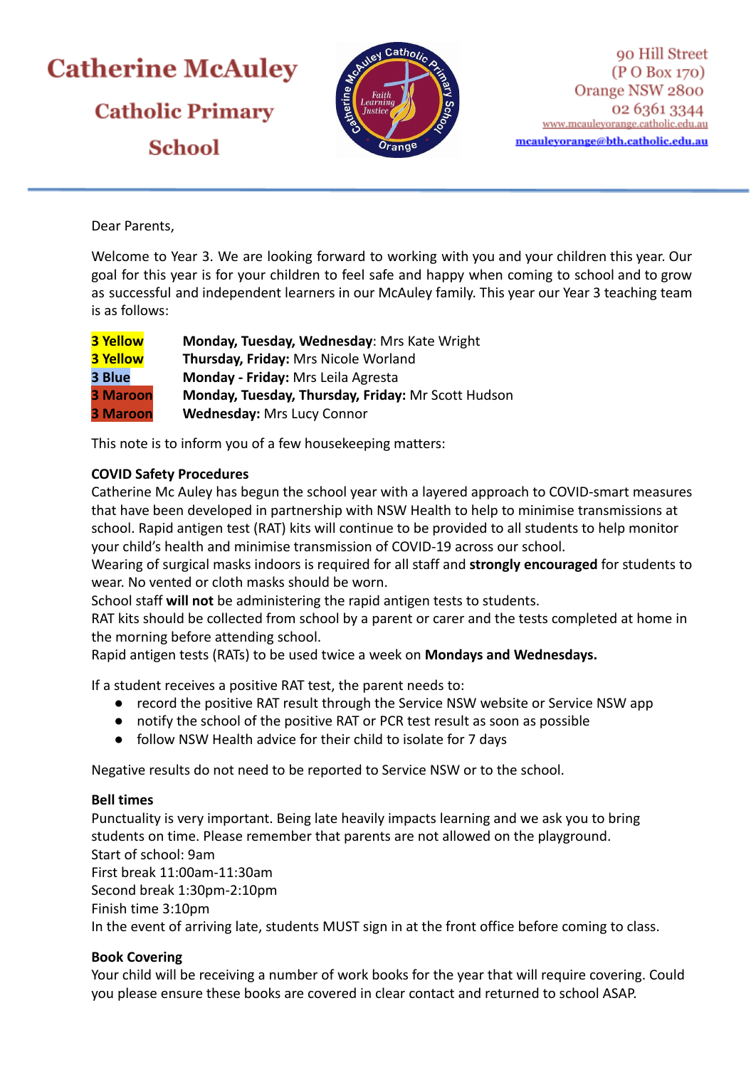# Catherine McAuley Catholic Primary School

90 Hill Street
(P O Box 170)
Orange NSW 2800
02 6361 3344
www.mcauleyorange.catholic.edu.au
mcauleyorange@bth.catholic.edu.au

Dear Parents,

Welcome to Year 3. We are looking forward to working with you and your children this year. Our goal for this year is for your children to feel safe and happy when coming to school and to grow as successful and independent learners in our McAuley family. This year our Year 3 teaching team is as follows:

| | |
|---|---|
| **3 Yellow** | **Monday, Tuesday, Wednesday**: Mrs Kate Wright |
| **3 Yellow** | **Thursday, Friday:** Mrs Nicole Worland |
| **3 Blue** | **Monday - Friday:** Mrs Leila Agresta |
| **3 Maroon** | **Monday, Tuesday, Thursday, Friday:** Mr Scott Hudson |
| **3 Maroon** | **Wednesday:** Mrs Lucy Connor |

This note is to inform you of a few housekeeping matters:

**COVID Safety Procedures**

Catherine Mc Auley has begun the school year with a layered approach to COVID-smart measures that have been developed in partnership with NSW Health to help to minimise transmissions at school. Rapid antigen test (RAT) kits will continue to be provided to all students to help monitor your child's health and minimise transmission of COVID-19 across our school.

Wearing of surgical masks indoors is required for all staff and **strongly encouraged** for students to wear. No vented or cloth masks should be worn.

School staff **will not** be administering the rapid antigen tests to students.

RAT kits should be collected from school by a parent or carer and the tests completed at home in the morning before attending school.

Rapid antigen tests (RATs) to be used twice a week on **Mondays and Wednesdays.**

If a student receives a positive RAT test, the parent needs to:

- record the positive RAT result through the Service NSW website or Service NSW app
- notify the school of the positive RAT or PCR test result as soon as possible
- follow NSW Health advice for their child to isolate for 7 days

Negative results do not need to be reported to Service NSW or to the school.

**Bell times**

Punctuality is very important. Being late heavily impacts learning and we ask you to bring students on time. Please remember that parents are not allowed on the playground.

Start of school: 9am

First break 11:00am-11:30am

Second break 1:30pm-2:10pm

Finish time 3:10pm

In the event of arriving late, students MUST sign in at the front office before coming to class.

**Book Covering**

Your child will be receiving a number of work books for the year that will require covering. Could you please ensure these books are covered in clear contact and returned to school ASAP.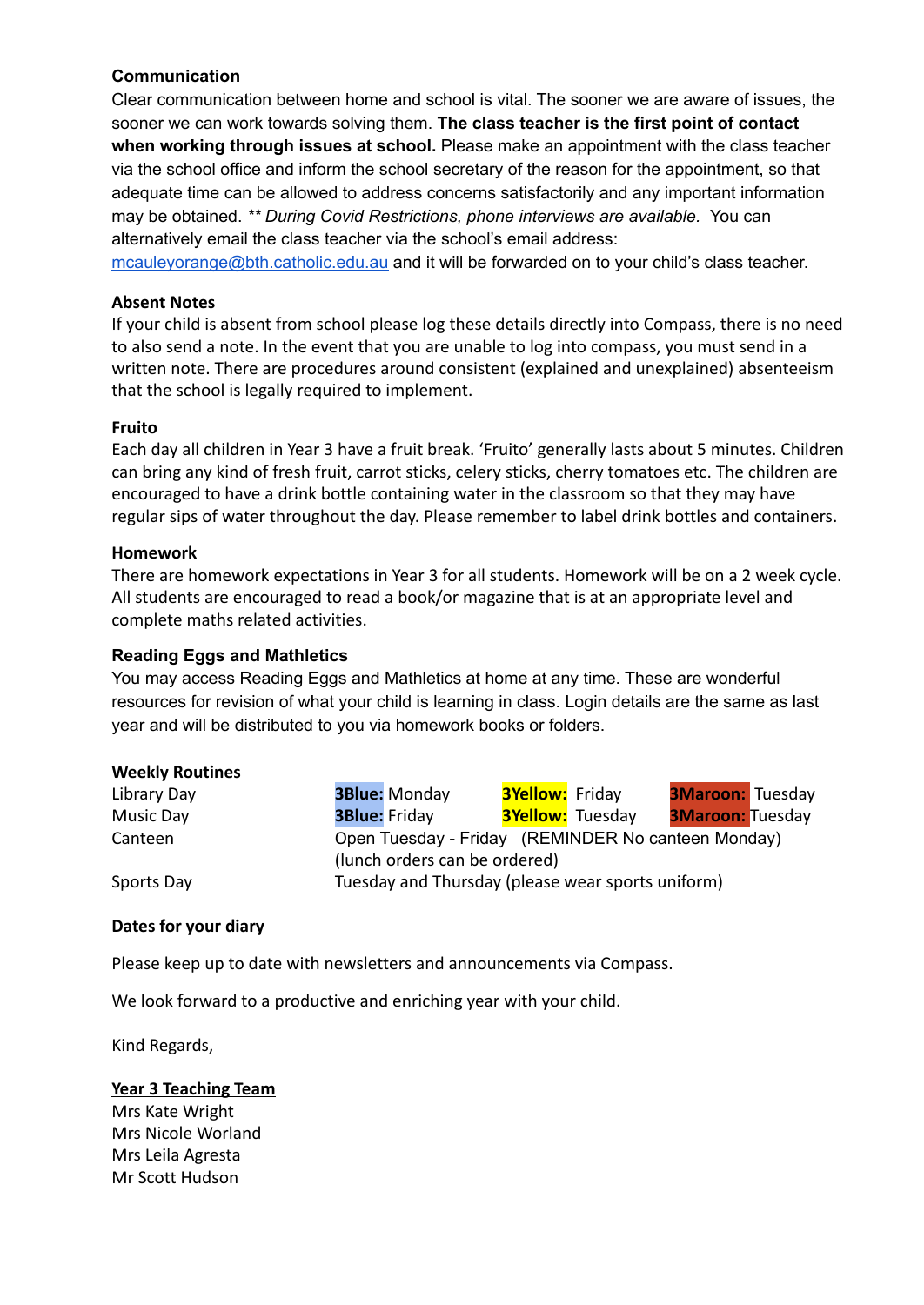**Communication**

Clear communication between home and school is vital. The sooner we are aware of issues, the sooner we can work towards solving them. **The class teacher is the first point of contact when working through issues at school.** Please make an appointment with the class teacher via the school office and inform the school secretary of the reason for the appointment, so that adequate time can be allowed to address concerns satisfactorily and any important information may be obtained. ** *During Covid Restrictions, phone interviews are available.* You can alternatively email the class teacher via the school's email address: mcauleyorange@bth.catholic.edu.au and it will be forwarded on to your child's class teacher.

**Absent Notes**

If your child is absent from school please log these details directly into Compass, there is no need to also send a note. In the event that you are unable to log into compass, you must send in a written note. There are procedures around consistent (explained and unexplained) absenteeism that the school is legally required to implement.

**Fruito**

Each day all children in Year 3 have a fruit break. 'Fruito' generally lasts about 5 minutes. Children can bring any kind of fresh fruit, carrot sticks, celery sticks, cherry tomatoes etc. The children are encouraged to have a drink bottle containing water in the classroom so that they may have regular sips of water throughout the day. Please remember to label drink bottles and containers.

**Homework**

There are homework expectations in Year 3 for all students. Homework will be on a 2 week cycle. All students are encouraged to read a book/or magazine that is at an appropriate level and complete maths related activities.

**Reading Eggs and Mathletics**

You may access Reading Eggs and Mathletics at home at any time. These are wonderful resources for revision of what your child is learning in class. Login details are the same as last year and will be distributed to you via homework books or folders.

**Weekly Routines**

| | | | |
|---|---|---|---|
| Library Day | **3Blue:** Monday | **3Yellow:** Friday | **3Maroon:** Tuesday |
| Music Day | **3Blue:** Friday | **3Yellow:** Tuesday | **3Maroon:** Tuesday |
| Canteen | Open Tuesday - Friday (REMINDER No canteen Monday) (lunch orders can be ordered) | | |
| Sports Day | Tuesday and Thursday (please wear sports uniform) | | |

**Dates for your diary**

Please keep up to date with newsletters and announcements via Compass.

We look forward to a productive and enriching year with your child.

Kind Regards,

**Year 3 Teaching Team**

Mrs Kate Wright
Mrs Nicole Worland
Mrs Leila Agresta
Mr Scott Hudson